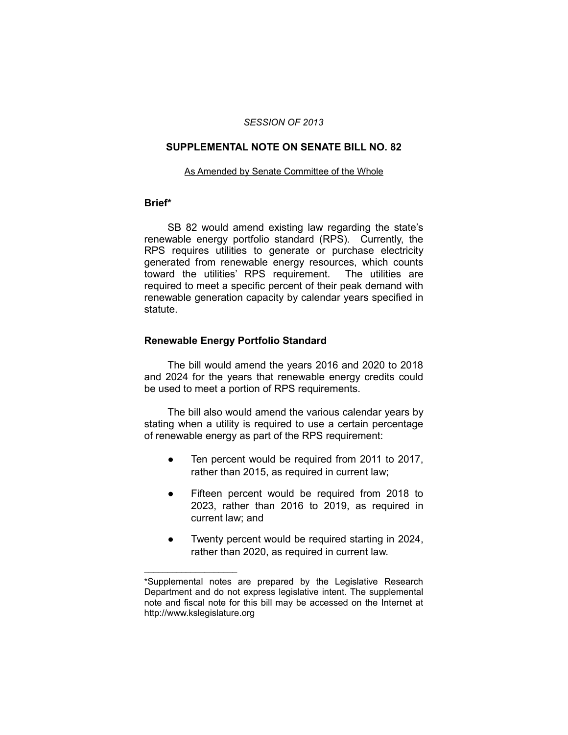*SESSION OF 2013*

# SUPPLEMENTAL NOTE ON SENATE BILL NO. 82

As Amended by Senate Committee of the Whole

## Brief*

SB 82 would amend existing law regarding the state's renewable energy portfolio standard (RPS). Currently, the RPS requires utilities to generate or purchase electricity generated from renewable energy resources, which counts toward the utilities' RPS requirement. The utilities are required to meet a specific percent of their peak demand with renewable generation capacity by calendar years specified in statute.

## Renewable Energy Portfolio Standard

The bill would amend the years 2016 and 2020 to 2018 and 2024 for the years that renewable energy credits could be used to meet a portion of RPS requirements.

The bill also would amend the various calendar years by stating when a utility is required to use a certain percentage of renewable energy as part of the RPS requirement:

- Ten percent would be required from 2011 to 2017, rather than 2015, as required in current law;
- Fifteen percent would be required from 2018 to 2023, rather than 2016 to 2019, as required in current law; and
- Twenty percent would be required starting in 2024, rather than 2020, as required in current law.

---

*Supplemental notes are prepared by the Legislative Research Department and do not express legislative intent. The supplemental note and fiscal note for this bill may be accessed on the Internet at http://www.kslegislature.org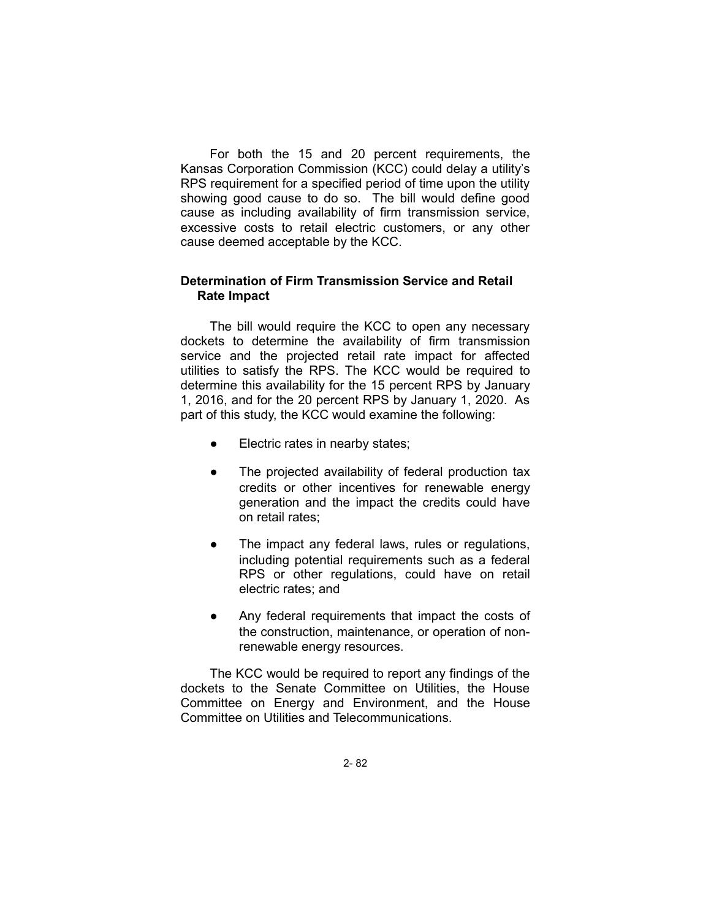For both the 15 and 20 percent requirements, the Kansas Corporation Commission (KCC) could delay a utility's RPS requirement for a specified period of time upon the utility showing good cause to do so. The bill would define good cause as including availability of firm transmission service, excessive costs to retail electric customers, or any other cause deemed acceptable by the KCC.

### Determination of Firm Transmission Service and Retail Rate Impact

The bill would require the KCC to open any necessary dockets to determine the availability of firm transmission service and the projected retail rate impact for affected utilities to satisfy the RPS. The KCC would be required to determine this availability for the 15 percent RPS by January 1, 2016, and for the 20 percent RPS by January 1, 2020. As part of this study, the KCC would examine the following:

- Electric rates in nearby states;
- The projected availability of federal production tax credits or other incentives for renewable energy generation and the impact the credits could have on retail rates;
- The impact any federal laws, rules or regulations, including potential requirements such as a federal RPS or other regulations, could have on retail electric rates; and
- Any federal requirements that impact the costs of the construction, maintenance, or operation of non-renewable energy resources.

The KCC would be required to report any findings of the dockets to the Senate Committee on Utilities, the House Committee on Energy and Environment, and the House Committee on Utilities and Telecommunications.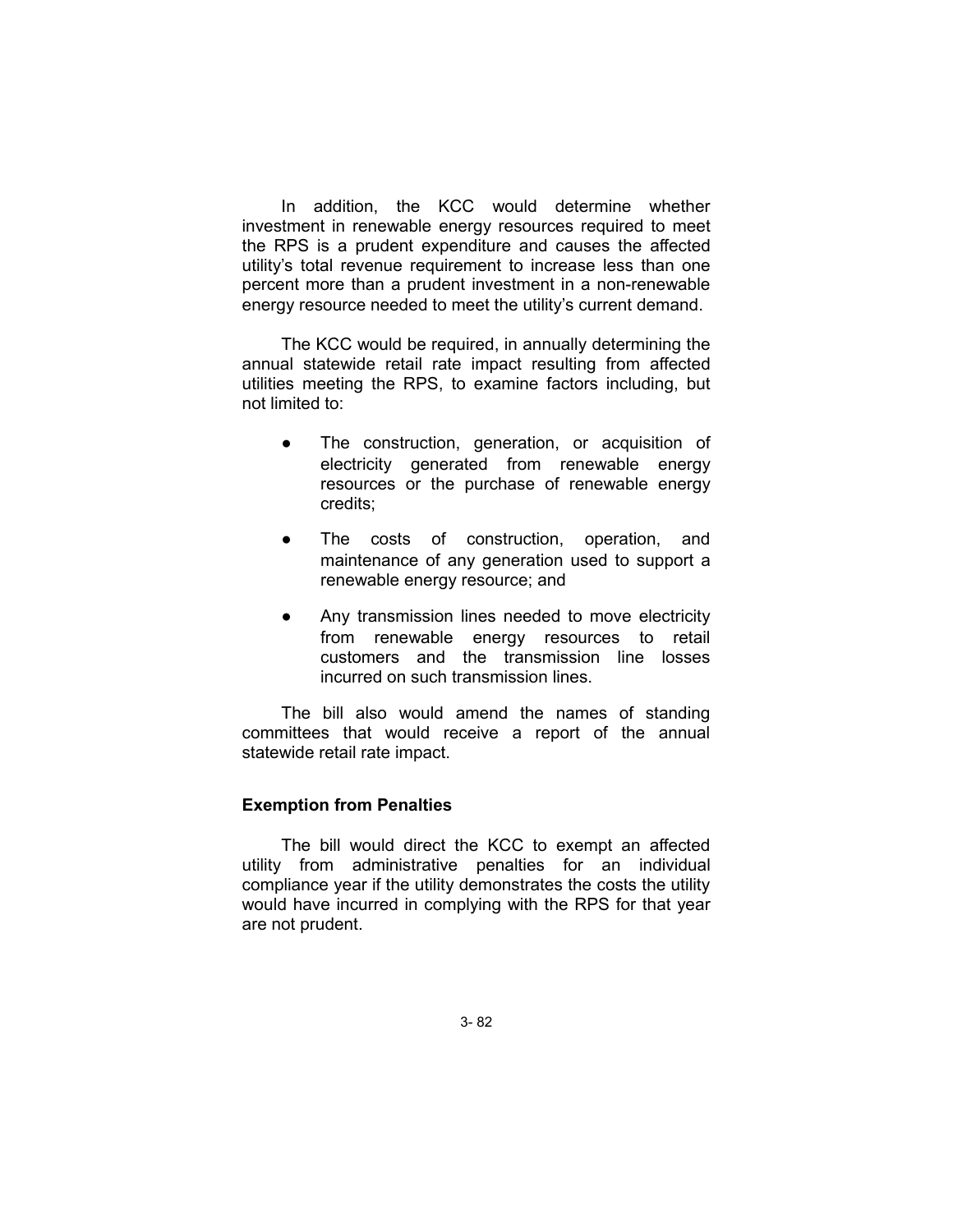In addition, the KCC would determine whether investment in renewable energy resources required to meet the RPS is a prudent expenditure and causes the affected utility's total revenue requirement to increase less than one percent more than a prudent investment in a non-renewable energy resource needed to meet the utility's current demand.

The KCC would be required, in annually determining the annual statewide retail rate impact resulting from affected utilities meeting the RPS, to examine factors including, but not limited to:

- The construction, generation, or acquisition of electricity generated from renewable energy resources or the purchase of renewable energy credits;
- The costs of construction, operation, and maintenance of any generation used to support a renewable energy resource; and
- Any transmission lines needed to move electricity from renewable energy resources to retail customers and the transmission line losses incurred on such transmission lines.

The bill also would amend the names of standing committees that would receive a report of the annual statewide retail rate impact.

**Exemption from Penalties**

The bill would direct the KCC to exempt an affected utility from administrative penalties for an individual compliance year if the utility demonstrates the costs the utility would have incurred in complying with the RPS for that year are not prudent.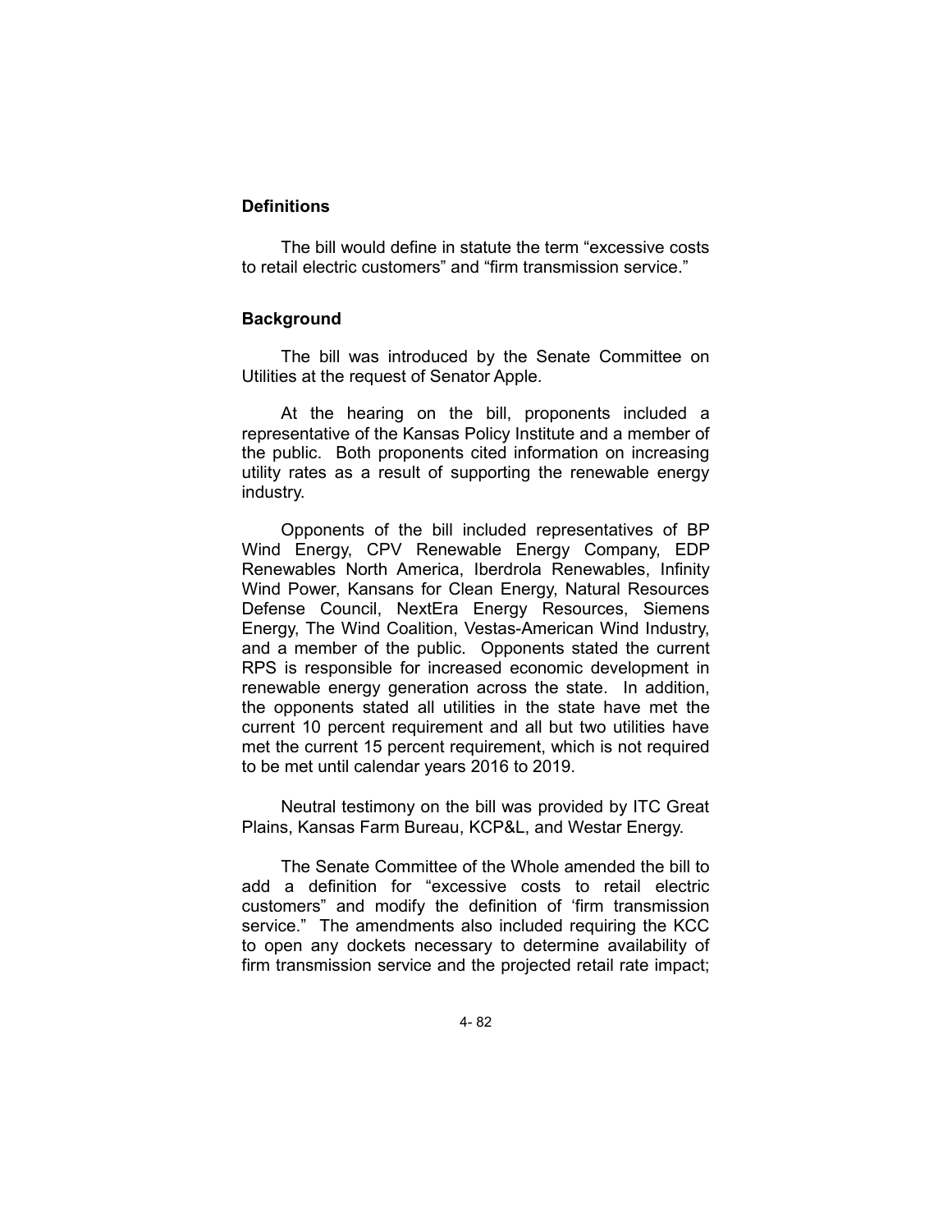### Definitions

The bill would define in statute the term “excessive costs to retail electric customers” and “firm transmission service.”

### Background

The bill was introduced by the Senate Committee on Utilities at the request of Senator Apple.

At the hearing on the bill, proponents included a representative of the Kansas Policy Institute and a member of the public. Both proponents cited information on increasing utility rates as a result of supporting the renewable energy industry.

Opponents of the bill included representatives of BP Wind Energy, CPV Renewable Energy Company, EDP Renewables North America, Iberdrola Renewables, Infinity Wind Power, Kansans for Clean Energy, Natural Resources Defense Council, NextEra Energy Resources, Siemens Energy, The Wind Coalition, Vestas-American Wind Industry, and a member of the public. Opponents stated the current RPS is responsible for increased economic development in renewable energy generation across the state. In addition, the opponents stated all utilities in the state have met the current 10 percent requirement and all but two utilities have met the current 15 percent requirement, which is not required to be met until calendar years 2016 to 2019.

Neutral testimony on the bill was provided by ITC Great Plains, Kansas Farm Bureau, KCP&L, and Westar Energy.

The Senate Committee of the Whole amended the bill to add a definition for “excessive costs to retail electric customers” and modify the definition of ‘firm transmission service.” The amendments also included requiring the KCC to open any dockets necessary to determine availability of firm transmission service and the projected retail rate impact;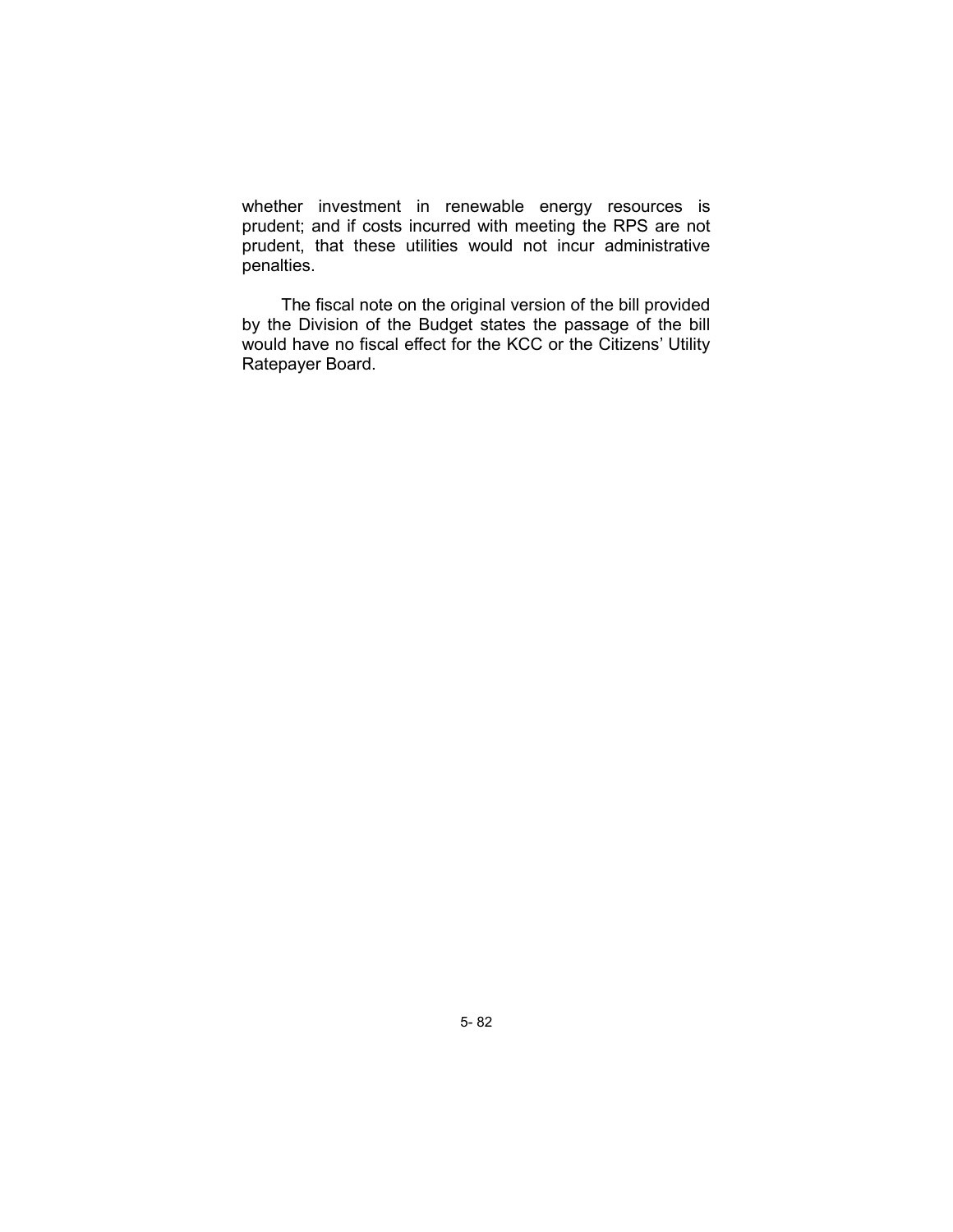whether investment in renewable energy resources is prudent; and if costs incurred with meeting the RPS are not prudent, that these utilities would not incur administrative penalties.

The fiscal note on the original version of the bill provided by the Division of the Budget states the passage of the bill would have no fiscal effect for the KCC or the Citizens' Utility Ratepayer Board.